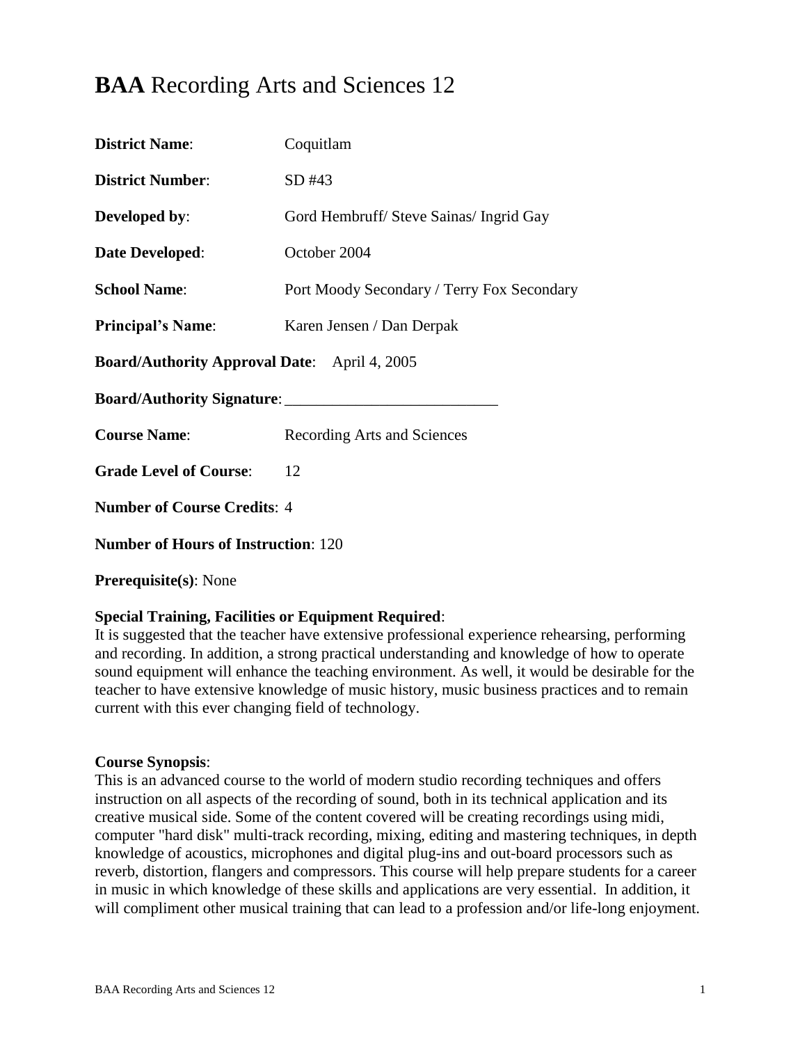# **BAA** Recording Arts and Sciences 12

**District Name**: Coquitlam

**District Number**: SD #43

**Developed by**: Gord Hembruff/ Steve Sainas/ Ingrid Gay

**Date Developed**: October 2004

**School Name**: Port Moody Secondary / Terry Fox Secondary

**Principal's Name**: Karen Jensen / Dan Derpak

**Board/Authority Approval Date**: April 4, 2005

**Board/Authority Signature**: ___________________________

**Course Name**: Recording Arts and Sciences

**Grade Level of Course**: 12

**Number of Course Credits**: 4

**Number of Hours of Instruction**: 120

**Prerequisite(s)**: None

**Special Training, Facilities or Equipment Required**:
It is suggested that the teacher have extensive professional experience rehearsing, performing and recording. In addition, a strong practical understanding and knowledge of how to operate sound equipment will enhance the teaching environment. As well, it would be desirable for the teacher to have extensive knowledge of music history, music business practices and to remain current with this ever changing field of technology.

**Course Synopsis**:
This is an advanced course to the world of modern studio recording techniques and offers instruction on all aspects of the recording of sound, both in its technical application and its creative musical side. Some of the content covered will be creating recordings using midi, computer "hard disk" multi-track recording, mixing, editing and mastering techniques, in depth knowledge of acoustics, microphones and digital plug-ins and out-board processors such as reverb, distortion, flangers and compressors. This course will help prepare students for a career in music in which knowledge of these skills and applications are very essential. In addition, it will compliment other musical training that can lead to a profession and/or life-long enjoyment.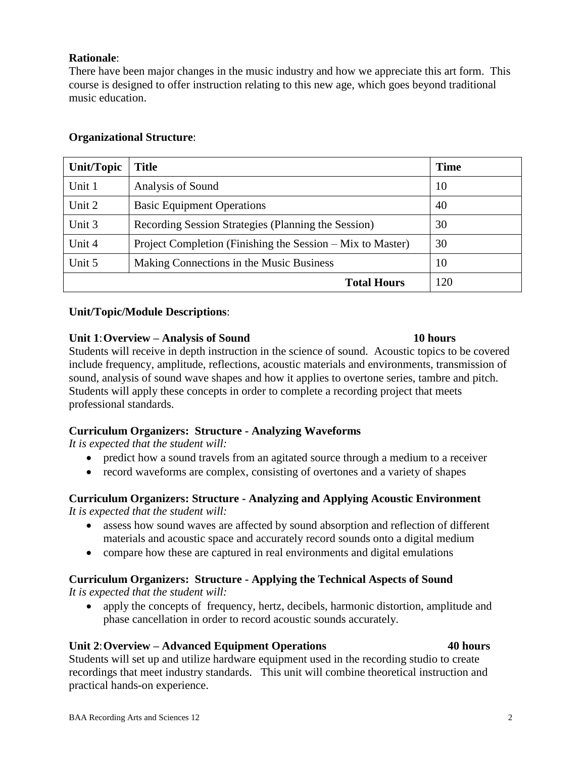**Rationale**:
There have been major changes in the music industry and how we appreciate this art form. This course is designed to offer instruction relating to this new age, which goes beyond traditional music education.

**Organizational Structure**:

| Unit/Topic | Title | Time |
|---|---|---|
| Unit 1 | Analysis of Sound | 10 |
| Unit 2 | Basic Equipment Operations | 40 |
| Unit 3 | Recording Session Strategies (Planning the Session) | 30 |
| Unit 4 | Project Completion (Finishing the Session – Mix to Master) | 30 |
| Unit 5 | Making Connections in the Music Business | 10 |
| | **Total Hours** | 120 |

**Unit/Topic/Module Descriptions**:

**Unit 1**: **Overview – Analysis of Sound** **10 hours**
Students will receive in depth instruction in the science of sound. Acoustic topics to be covered include frequency, amplitude, reflections, acoustic materials and environments, transmission of sound, analysis of sound wave shapes and how it applies to overtone series, tambre and pitch. Students will apply these concepts in order to complete a recording project that meets professional standards.

**Curriculum Organizers: Structure - Analyzing Waveforms**
*It is expected that the student will:*

- predict how a sound travels from an agitated source through a medium to a receiver
- record waveforms are complex, consisting of overtones and a variety of shapes

**Curriculum Organizers: Structure - Analyzing and Applying Acoustic Environment**
*It is expected that the student will:*

- assess how sound waves are affected by sound absorption and reflection of different materials and acoustic space and accurately record sounds onto a digital medium
- compare how these are captured in real environments and digital emulations

**Curriculum Organizers: Structure - Applying the Technical Aspects of Sound**
*It is expected that the student will:*

- apply the concepts of frequency, hertz, decibels, harmonic distortion, amplitude and phase cancellation in order to record acoustic sounds accurately.

**Unit 2**: **Overview – Advanced Equipment Operations** **40 hours**
Students will set up and utilize hardware equipment used in the recording studio to create recordings that meet industry standards. This unit will combine theoretical instruction and practical hands-on experience.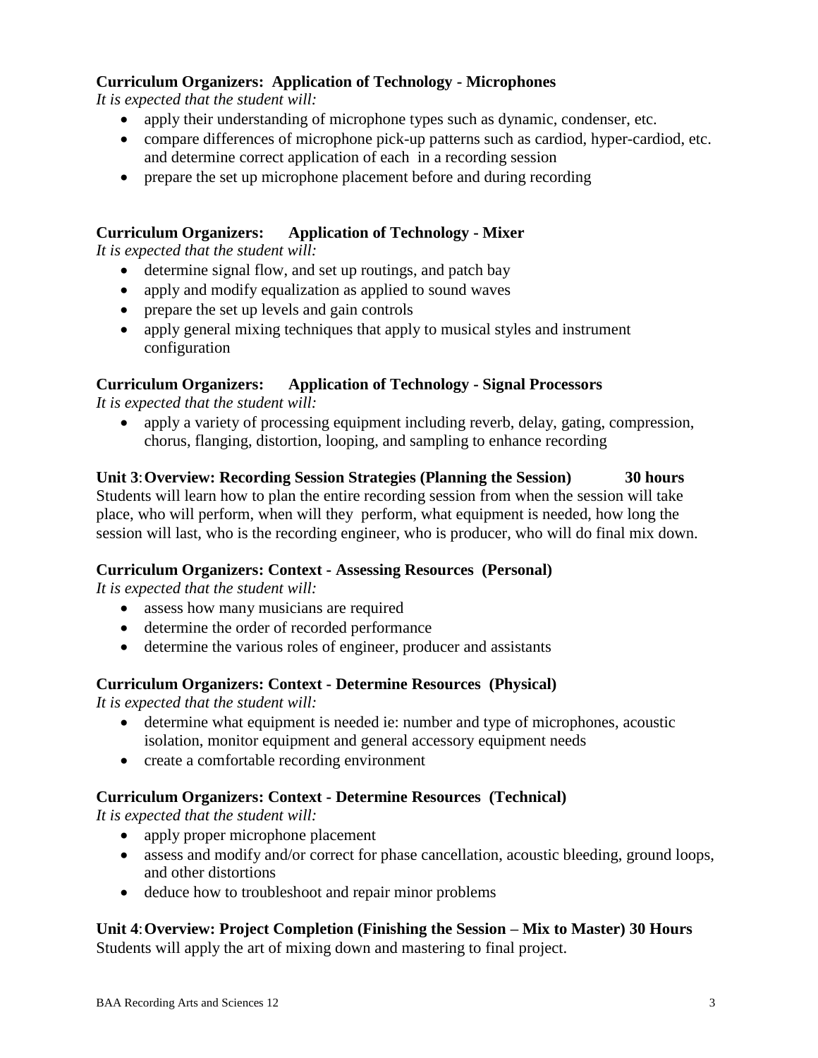**Curriculum Organizers: Application of Technology - Microphones**

*It is expected that the student will:*

- apply their understanding of microphone types such as dynamic, condenser, etc.
- compare differences of microphone pick-up patterns such as cardiod, hyper-cardiod, etc. and determine correct application of each in a recording session
- prepare the set up microphone placement before and during recording

**Curriculum Organizers: Application of Technology - Mixer**

*It is expected that the student will:*

- determine signal flow, and set up routings, and patch bay
- apply and modify equalization as applied to sound waves
- prepare the set up levels and gain controls
- apply general mixing techniques that apply to musical styles and instrument configuration

**Curriculum Organizers: Application of Technology - Signal Processors**

*It is expected that the student will:*

- apply a variety of processing equipment including reverb, delay, gating, compression, chorus, flanging, distortion, looping, and sampling to enhance recording

**Unit 3: Overview: Recording Session Strategies (Planning the Session) 30 hours**

Students will learn how to plan the entire recording session from when the session will take place, who will perform, when will they perform, what equipment is needed, how long the session will last, who is the recording engineer, who is producer, who will do final mix down.

**Curriculum Organizers: Context - Assessing Resources (Personal)**

*It is expected that the student will:*

- assess how many musicians are required
- determine the order of recorded performance
- determine the various roles of engineer, producer and assistants

**Curriculum Organizers: Context - Determine Resources (Physical)**

*It is expected that the student will:*

- determine what equipment is needed ie: number and type of microphones, acoustic isolation, monitor equipment and general accessory equipment needs
- create a comfortable recording environment

**Curriculum Organizers: Context - Determine Resources (Technical)**

*It is expected that the student will:*

- apply proper microphone placement
- assess and modify and/or correct for phase cancellation, acoustic bleeding, ground loops, and other distortions
- deduce how to troubleshoot and repair minor problems

**Unit 4: Overview: Project Completion (Finishing the Session – Mix to Master) 30 Hours**

Students will apply the art of mixing down and mastering to final project.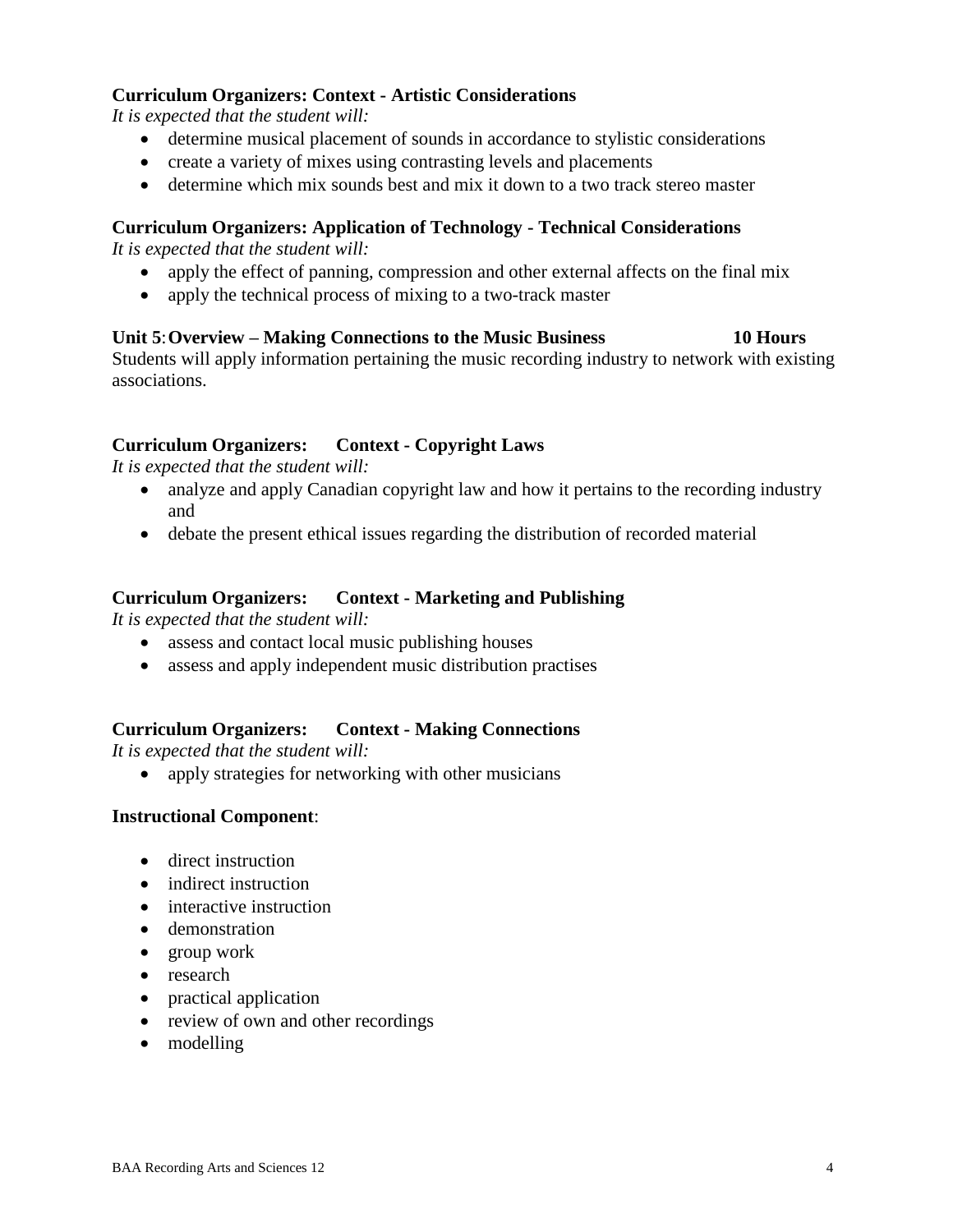**Curriculum Organizers: Context - Artistic Considerations**

*It is expected that the student will:*

- determine musical placement of sounds in accordance to stylistic considerations
- create a variety of mixes using contrasting levels and placements
- determine which mix sounds best and mix it down to a two track stereo master

**Curriculum Organizers: Application of Technology - Technical Considerations**

*It is expected that the student will:*

- apply the effect of panning, compression and other external affects on the final mix
- apply the technical process of mixing to a two-track master

**Unit 5: Overview – Making Connections to the Music Business 10 Hours**

Students will apply information pertaining the music recording industry to network with existing associations.

**Curriculum Organizers: Context - Copyright Laws**

*It is expected that the student will:*

- analyze and apply Canadian copyright law and how it pertains to the recording industry and
- debate the present ethical issues regarding the distribution of recorded material

**Curriculum Organizers: Context - Marketing and Publishing**

*It is expected that the student will:*

- assess and contact local music publishing houses
- assess and apply independent music distribution practises

**Curriculum Organizers: Context - Making Connections**

*It is expected that the student will:*

- apply strategies for networking with other musicians

**Instructional Component**:

- direct instruction
- indirect instruction
- interactive instruction
- demonstration
- group work
- research
- practical application
- review of own and other recordings
- modelling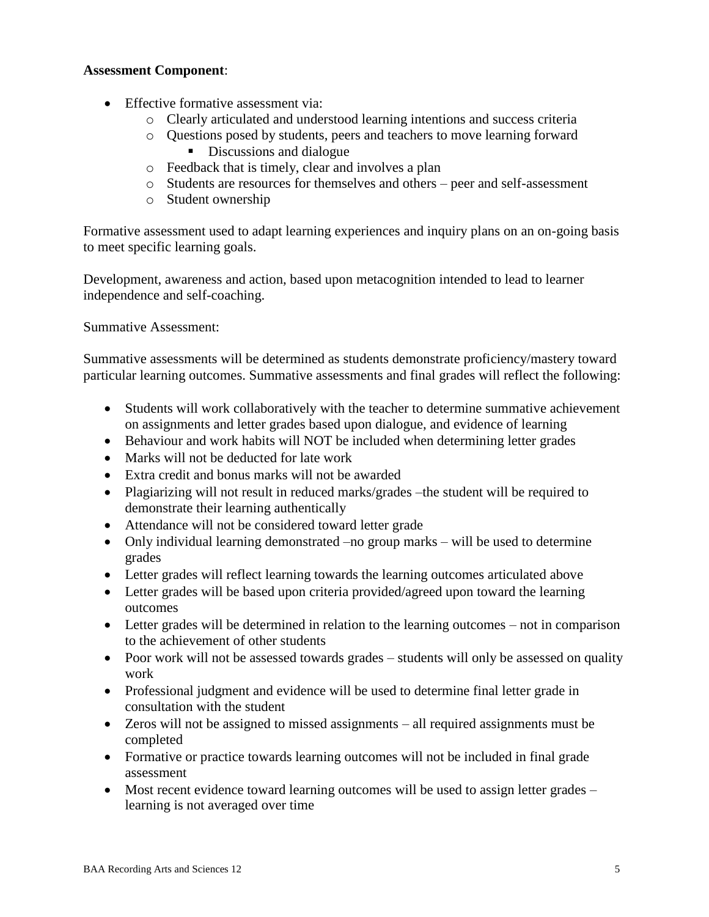**Assessment Component**:

- Effective formative assessment via:
  - Clearly articulated and understood learning intentions and success criteria
  - Questions posed by students, peers and teachers to move learning forward
    - Discussions and dialogue
  - Feedback that is timely, clear and involves a plan
  - Students are resources for themselves and others – peer and self-assessment
  - Student ownership

Formative assessment used to adapt learning experiences and inquiry plans on an on-going basis to meet specific learning goals.

Development, awareness and action, based upon metacognition intended to lead to learner independence and self-coaching.

Summative Assessment:

Summative assessments will be determined as students demonstrate proficiency/mastery toward particular learning outcomes. Summative assessments and final grades will reflect the following:

- Students will work collaboratively with the teacher to determine summative achievement on assignments and letter grades based upon dialogue, and evidence of learning
- Behaviour and work habits will NOT be included when determining letter grades
- Marks will not be deducted for late work
- Extra credit and bonus marks will not be awarded
- Plagiarizing will not result in reduced marks/grades –the student will be required to demonstrate their learning authentically
- Attendance will not be considered toward letter grade
- Only individual learning demonstrated –no group marks – will be used to determine grades
- Letter grades will reflect learning towards the learning outcomes articulated above
- Letter grades will be based upon criteria provided/agreed upon toward the learning outcomes
- Letter grades will be determined in relation to the learning outcomes – not in comparison to the achievement of other students
- Poor work will not be assessed towards grades – students will only be assessed on quality work
- Professional judgment and evidence will be used to determine final letter grade in consultation with the student
- Zeros will not be assigned to missed assignments – all required assignments must be completed
- Formative or practice towards learning outcomes will not be included in final grade assessment
- Most recent evidence toward learning outcomes will be used to assign letter grades – learning is not averaged over time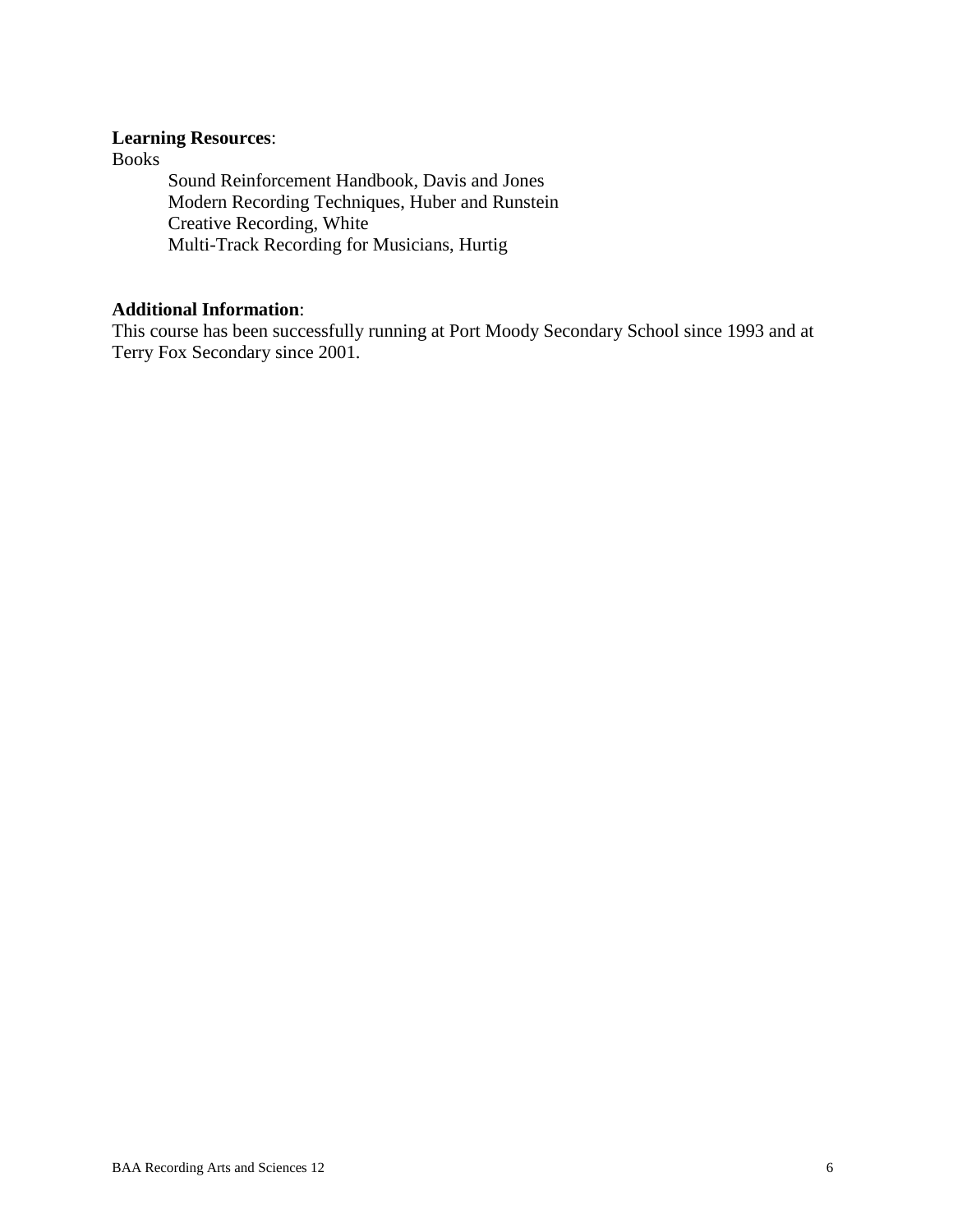**Learning Resources**:

Books

- Sound Reinforcement Handbook, Davis and Jones
- Modern Recording Techniques, Huber and Runstein
- Creative Recording, White
- Multi-Track Recording for Musicians, Hurtig

**Additional Information**:

This course has been successfully running at Port Moody Secondary School since 1993 and at Terry Fox Secondary since 2001.